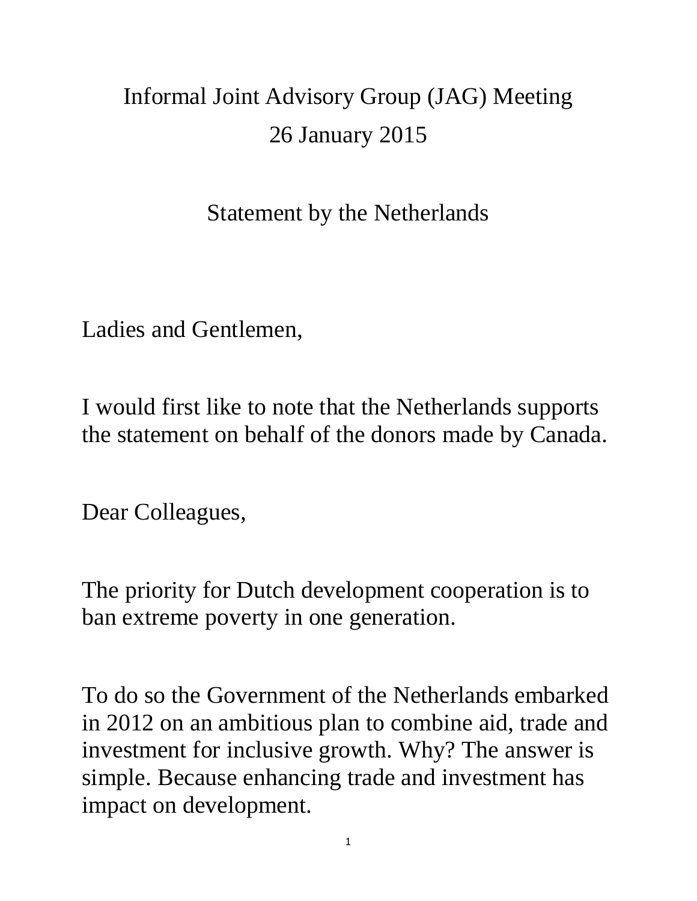# Informal Joint Advisory Group (JAG) Meeting

## 26 January 2015

## Statement by the Netherlands

Ladies and Gentlemen,

I would first like to note that the Netherlands supports the statement on behalf of the donors made by Canada.

Dear Colleagues,

The priority for Dutch development cooperation is to ban extreme poverty in one generation.

To do so the Government of the Netherlands embarked in 2012 on an ambitious plan to combine aid, trade and investment for inclusive growth. Why? The answer is simple. Because enhancing trade and investment has impact on development.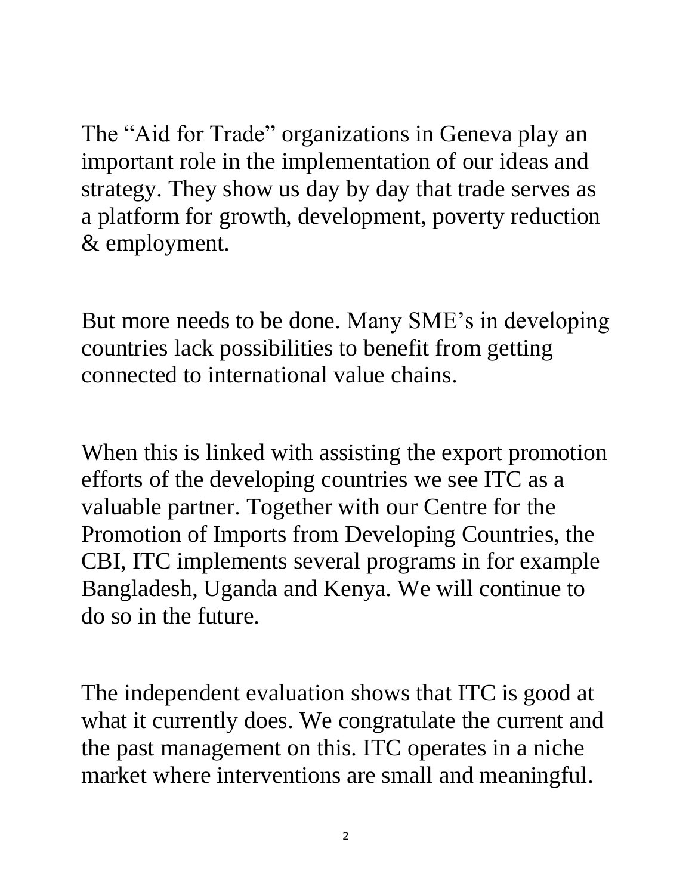The "Aid for Trade" organizations in Geneva play an important role in the implementation of our ideas and strategy. They show us day by day that trade serves as a platform for growth, development, poverty reduction & employment.

But more needs to be done. Many SME's in developing countries lack possibilities to benefit from getting connected to international value chains.

When this is linked with assisting the export promotion efforts of the developing countries we see ITC as a valuable partner. Together with our Centre for the Promotion of Imports from Developing Countries, the CBI, ITC implements several programs in for example Bangladesh, Uganda and Kenya. We will continue to do so in the future.

The independent evaluation shows that ITC is good at what it currently does. We congratulate the current and the past management on this. ITC operates in a niche market where interventions are small and meaningful.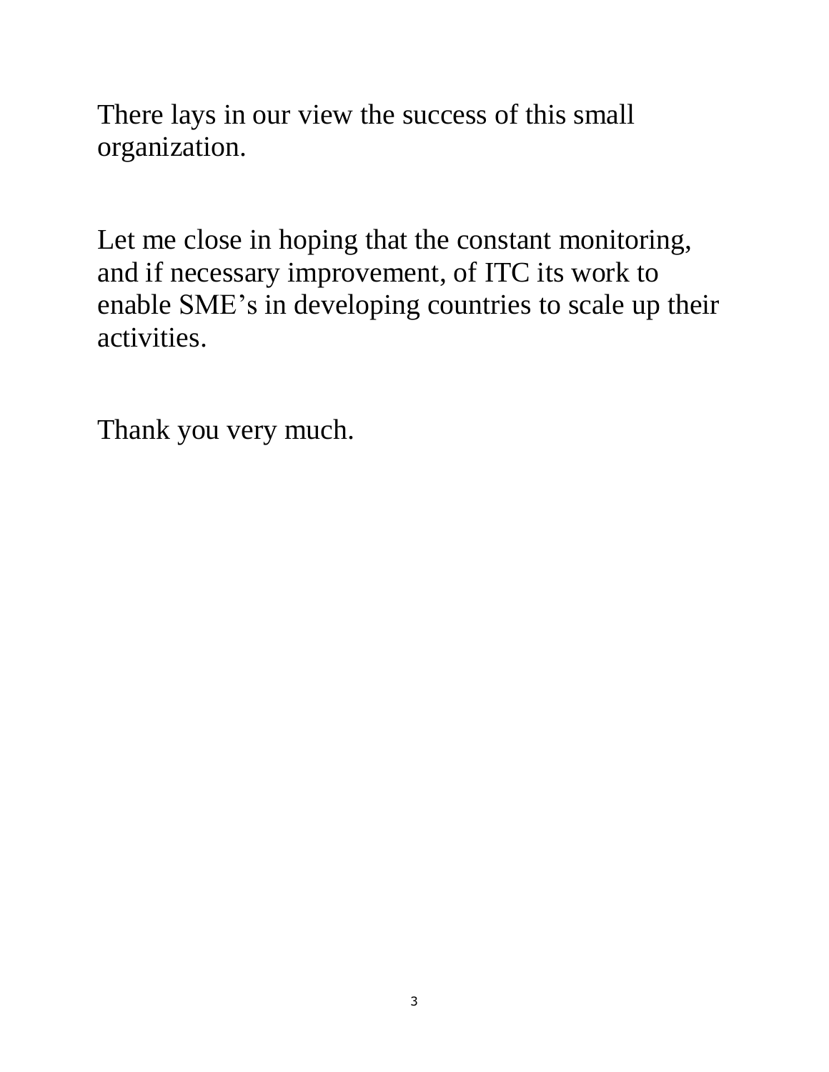There lays in our view the success of this small organization.

Let me close in hoping that the constant monitoring, and if necessary improvement, of ITC its work to enable SME's in developing countries to scale up their activities.

Thank you very much.